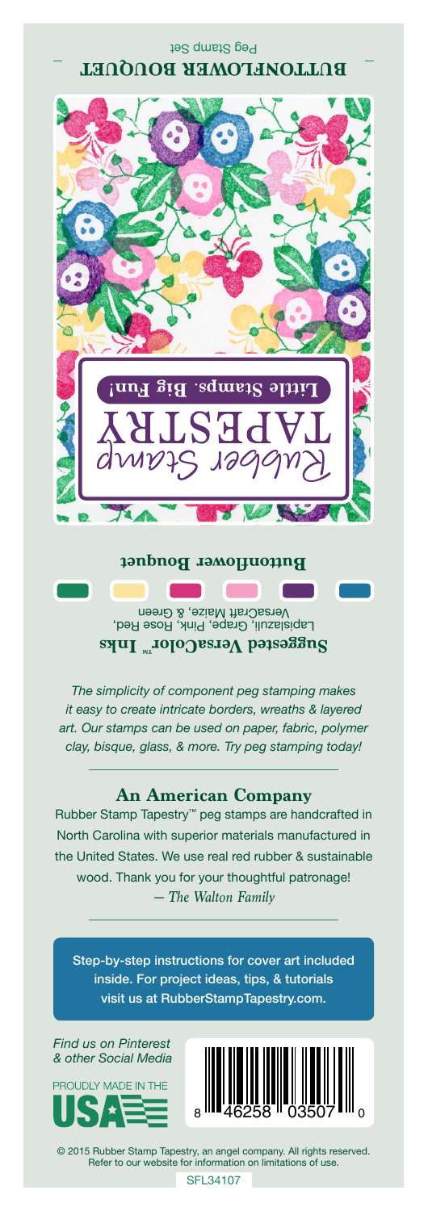# BUTTONFLOWER BOUQUET

Peg Stamp Set

Rubber Stamp TAPESTRY

**Little Stamps. Big Fun!**

**Buttonflower Bouquet**

**Suggested VersaColor™ Inks**

Lapislazuli, Grape, Pink, Rose Red, VersaCraft Maize, & Green

*The simplicity of component peg stamping makes it easy to create intricate borders, wreaths & layered art. Our stamps can be used on paper, fabric, polymer clay, bisque, glass, & more. Try peg stamping today!*

## An American Company

Rubber Stamp Tapestry™ peg stamps are handcrafted in North Carolina with superior materials manufactured in the United States. We use real red rubber & sustainable wood. Thank you for your thoughtful patronage!
*— The Walton Family*

Step-by-step instructions for cover art included inside. For project ideas, tips, & tutorials visit us at RubberStampTapestry.com.

*Find us on Pinterest & other Social Media*

PROUDLY MADE IN THE USA

8 46258 03507 0

© 2015 Rubber Stamp Tapestry, an angel company. All rights reserved. Refer to our website for information on limitations of use.

SFL34107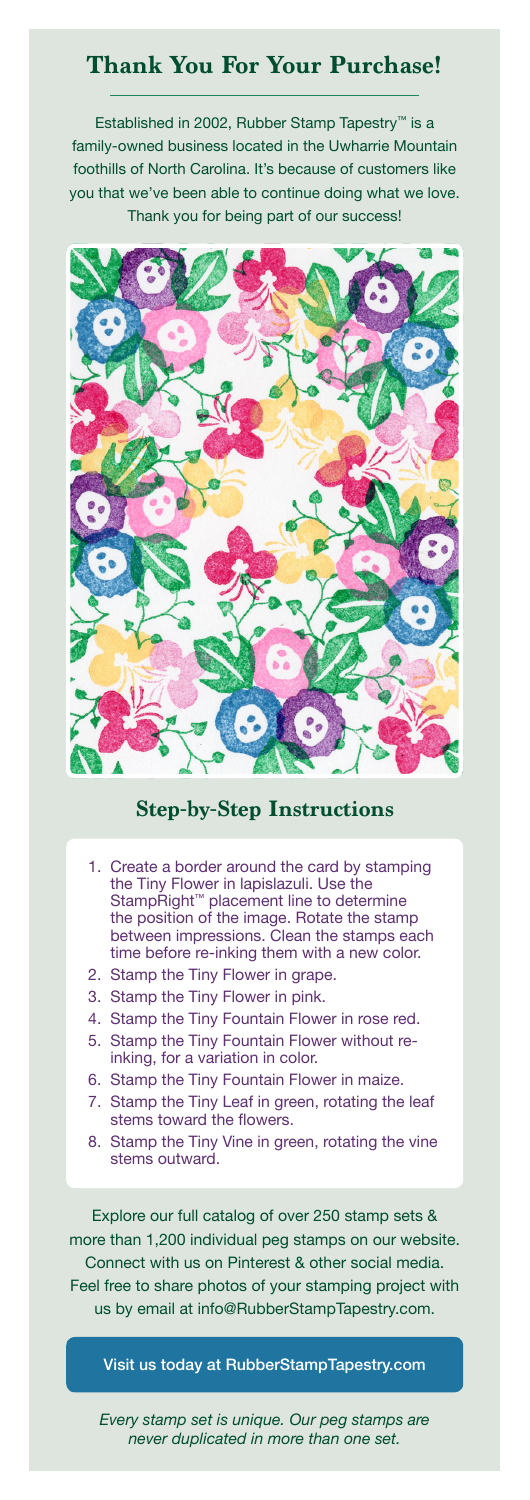## Thank You For Your Purchase!

Established in 2002, Rubber Stamp Tapestry™ is a family-owned business located in the Uwharrie Mountain foothills of North Carolina. It's because of customers like you that we've been able to continue doing what we love. Thank you for being part of our success!

## Step-by-Step Instructions

1. Create a border around the card by stamping the Tiny Flower in lapislazuli. Use the StampRight™ placement line to determine the position of the image. Rotate the stamp between impressions. Clean the stamps each time before re-inking them with a new color.
2. Stamp the Tiny Flower in grape.
3. Stamp the Tiny Flower in pink.
4. Stamp the Tiny Fountain Flower in rose red.
5. Stamp the Tiny Fountain Flower without re-inking, for a variation in color.
6. Stamp the Tiny Fountain Flower in maize.
7. Stamp the Tiny Leaf in green, rotating the leaf stems toward the flowers.
8. Stamp the Tiny Vine in green, rotating the vine stems outward.

Explore our full catalog of over 250 stamp sets & more than 1,200 individual peg stamps on our website. Connect with us on Pinterest & other social media. Feel free to share photos of your stamping project with us by email at info@RubberStampTapestry.com.

Visit us today at RubberStampTapestry.com

*Every stamp set is unique. Our peg stamps are never duplicated in more than one set.*